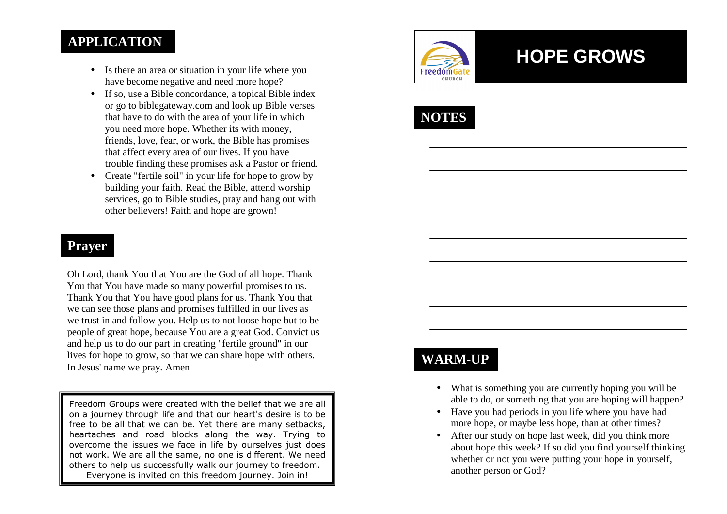## APPLICATION

- Is there an area or situation in your life where you have become negative and need more hope?
- If so, use a Bible concordance, a topical Bible index or go to biblegateway.com and look up Bible verses that have to do with the area of your life in which you need more hope. Whether its with money, friends, love, fear, or work, the Bible has promises that affect every area of our lives. If you have trouble finding these promises ask a Pastor or friend.
- Create "fertile soil" in your life for hope to grow by building your faith. Read the Bible, attend worship services, go to Bible studies, pray and hang out with other believers! Faith and hope are grown!

## Prayer

Oh Lord, thank You that You are the God of all hope. Thank You that You have made so many powerful promises to us. Thank You that You have good plans for us. Thank You that we can see those plans and promises fulfilled in our lives as we trust in and follow you. Help us to not loose hope but to be people of great hope, because You are a great God. Convict us and help us to do our part in creating "fertile ground" in our lives for hope to grow, so that we can share hope with others. In Jesus' name we pray. Amen

Freedom Groups were created with the belief that we are all on a journey through life and that our heart's desire is to be free to be all that we can be. Yet there are many setbacks, heartaches and road blocks along the way. Trying to overcome the issues we face in life by ourselves just does not work. We are all the same, no one is different. We need others to help us successfully walk our journey to freedom. Everyone is invited on this freedom journey. Join in!

FreedomGate CHURCH

# HOPE GROWS

## NOTES

## WARM-UP

- What is something you are currently hoping you will be able to do, or something that you are hoping will happen?
- Have you had periods in you life where you have had more hope, or maybe less hope, than at other times?
- After our study on hope last week, did you think more about hope this week? If so did you find yourself thinking whether or not you were putting your hope in yourself, another person or God?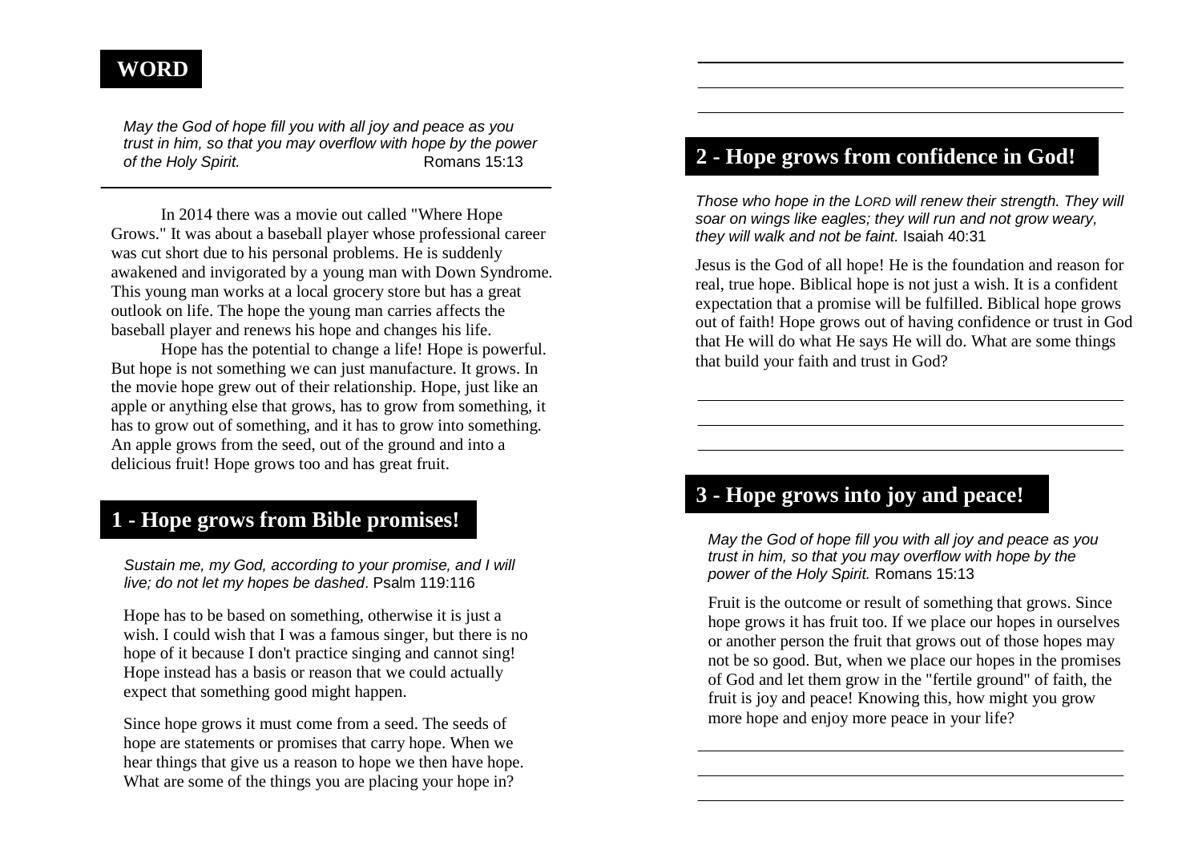## WORD

*May the God of hope fill you with all joy and peace as you trust in him, so that you may overflow with hope by the power of the Holy Spirit.* Romans 15:13

---

In 2014 there was a movie out called "Where Hope Grows." It was about a baseball player whose professional career was cut short due to his personal problems. He is suddenly awakened and invigorated by a young man with Down Syndrome. This young man works at a local grocery store but has a great outlook on life. The hope the young man carries affects the baseball player and renews his hope and changes his life.

Hope has the potential to change a life! Hope is powerful. But hope is not something we can just manufacture. It grows. In the movie hope grew out of their relationship. Hope, just like an apple or anything else that grows, has to grow from something, it has to grow out of something, and it has to grow into something. An apple grows from the seed, out of the ground and into a delicious fruit! Hope grows too and has great fruit.

## 1 - Hope grows from Bible promises!

*Sustain me, my God, according to your promise, and I will live; do not let my hopes be dashed*. Psalm 119:116

Hope has to be based on something, otherwise it is just a wish. I could wish that I was a famous singer, but there is no hope of it because I don't practice singing and cannot sing! Hope instead has a basis or reason that we could actually expect that something good might happen.

Since hope grows it must come from a seed. The seeds of hope are statements or promises that carry hope. When we hear things that give us a reason to hope we then have hope. What are some of the things you are placing your hope in?

---

---

---

## 2 - Hope grows from confidence in God!

*Those who hope in the LORD will renew their strength. They will soar on wings like eagles; they will run and not grow weary, they will walk and not be faint.* Isaiah 40:31

Jesus is the God of all hope! He is the foundation and reason for real, true hope. Biblical hope is not just a wish. It is a confident expectation that a promise will be fulfilled. Biblical hope grows out of faith! Hope grows out of having confidence or trust in God that He will do what He says He will do. What are some things that build your faith and trust in God?

---

---

---

## 3 - Hope grows into joy and peace!

*May the God of hope fill you with all joy and peace as you trust in him, so that you may overflow with hope by the power of the Holy Spirit.* Romans 15:13

Fruit is the outcome or result of something that grows. Since hope grows it has fruit too. If we place our hopes in ourselves or another person the fruit that grows out of those hopes may not be so good. But, when we place our hopes in the promises of God and let them grow in the "fertile ground" of faith, the fruit is joy and peace! Knowing this, how might you grow more hope and enjoy more peace in your life?

---

---

---